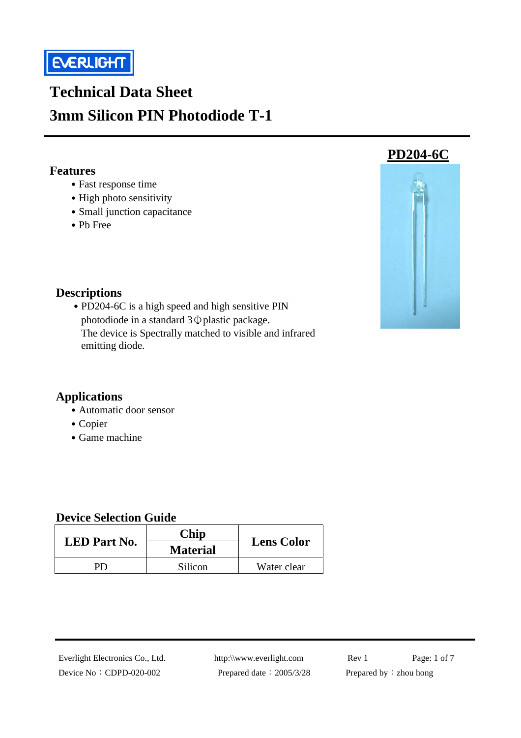EVERLIGHT

# Technical Data Sheet

# 3mm Silicon PIN Photodiode T-1

**PD204-6C**

## Features

- Fast response time
- High photo sensitivity
- Small junction capacitance
- Pb Free

## Descriptions

- PD204-6C is a high speed and high sensitive PIN photodiode in a standard 3Φ plastic package. The device is Spectrally matched to visible and infrared emitting diode.

## Applications

- Automatic door sensor
- Copier
- Game machine

## Device Selection Guide

| LED Part No. | Chip Material | Lens Color |
|---|---|---|
| PD | Silicon | Water clear |

Everlight Electronics Co., Ltd. http:\\www.everlight.com Rev 1

Device No：CDPD-020-002 Prepared date：2005/3/28 Prepared by：zhou hong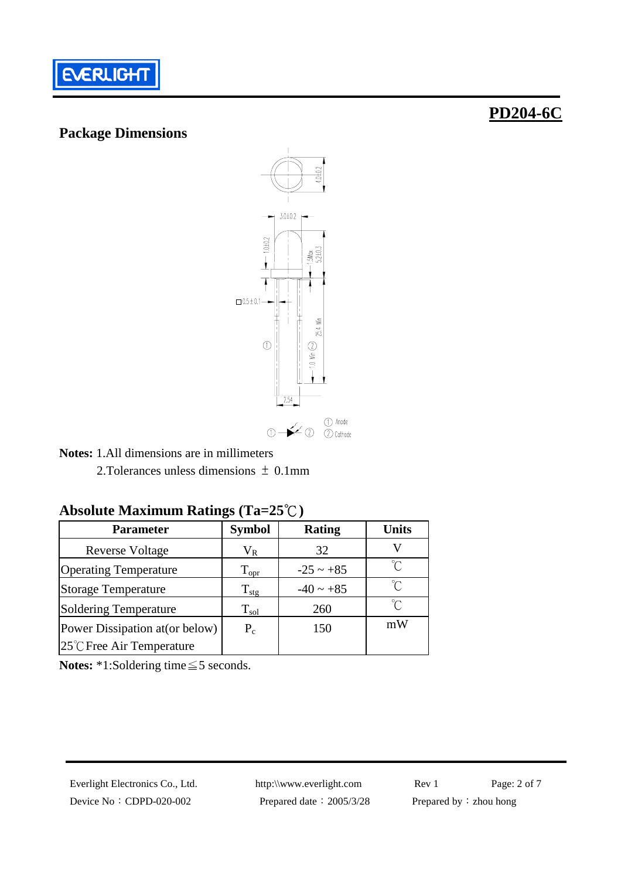**PD204-6C**

## Package Dimensions

**Notes:** 1.All dimensions are in millimeters

2.Tolerances unless dimensions ± 0.1mm

## Absolute Maximum Ratings (Ta=25℃)

| Parameter | Symbol | Rating | Units |
|---|---|---|---|
| Reverse Voltage | $V_R$ | 32 | V |
| Operating Temperature | $T_{opr}$ | -25 ~ +85 | ℃ |
| Storage Temperature | $T_{stg}$ | -40 ~ +85 | ℃ |
| Soldering Temperature | $T_{sol}$ | 260 | ℃ |
| Power Dissipation at(or below) 25℃Free Air Temperature | $P_c$ | 150 | mW |

**Notes:** *1:Soldering time≦5 seconds.

Everlight Electronics Co., Ltd. http:\\www.everlight.com Rev 1

Device No：CDPD-020-002 Prepared date：2005/3/28 Prepared by：zhou hong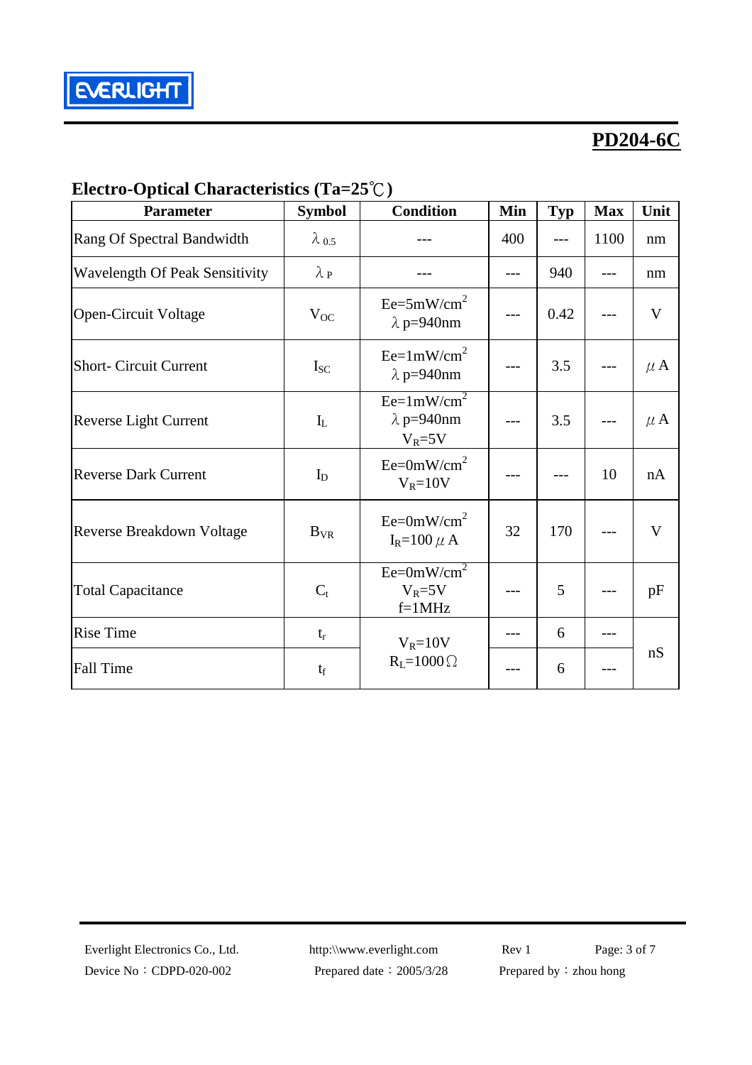**PD204-6C**

## Electro-Optical Characteristics (Ta=25℃)

| Parameter | Symbol | Condition | Min | Typ | Max | Unit |
|---|---|---|---|---|---|---|
| Rang Of Spectral Bandwidth | $\lambda_{0.5}$ | --- | 400 | --- | 1100 | nm |
| Wavelength Of Peak Sensitivity | $\lambda_P$ | --- | --- | 940 | --- | nm |
| Open-Circuit Voltage | $V_{OC}$ | Ee=5mW/$cm^2$ $\lambda$p=940nm | --- | 0.42 | --- | V |
| Short- Circuit Current | $I_{SC}$ | Ee=1mW/$cm^2$ $\lambda$p=940nm | --- | 3.5 | --- | $\mu$A |
| Reverse Light Current | $I_L$ | Ee=1mW/$cm^2$ $\lambda$p=940nm $V_R$=5V | --- | 3.5 | --- | $\mu$A |
| Reverse Dark Current | $I_D$ | Ee=0mW/$cm^2$ $V_R$=10V | --- | --- | 10 | nA |
| Reverse Breakdown Voltage | $B_{VR}$ | Ee=0mW/$cm^2$ $I_R$=100$\mu$A | 32 | 170 | --- | V |
| Total Capacitance | $C_t$ | Ee=0mW/$cm^2$ $V_R$=5V f=1MHz | --- | 5 | --- | pF |
| Rise Time | $t_r$ | $V_R$=10V $R_L$=1000$\Omega$ | --- | 6 | --- | nS |
| Fall Time | $t_f$ | | --- | 6 | --- | |

Everlight Electronics Co., Ltd. http:\\www.everlight.com Rev 1
Device No：CDPD-020-002 Prepared date：2005/3/28 Prepared by：zhou hong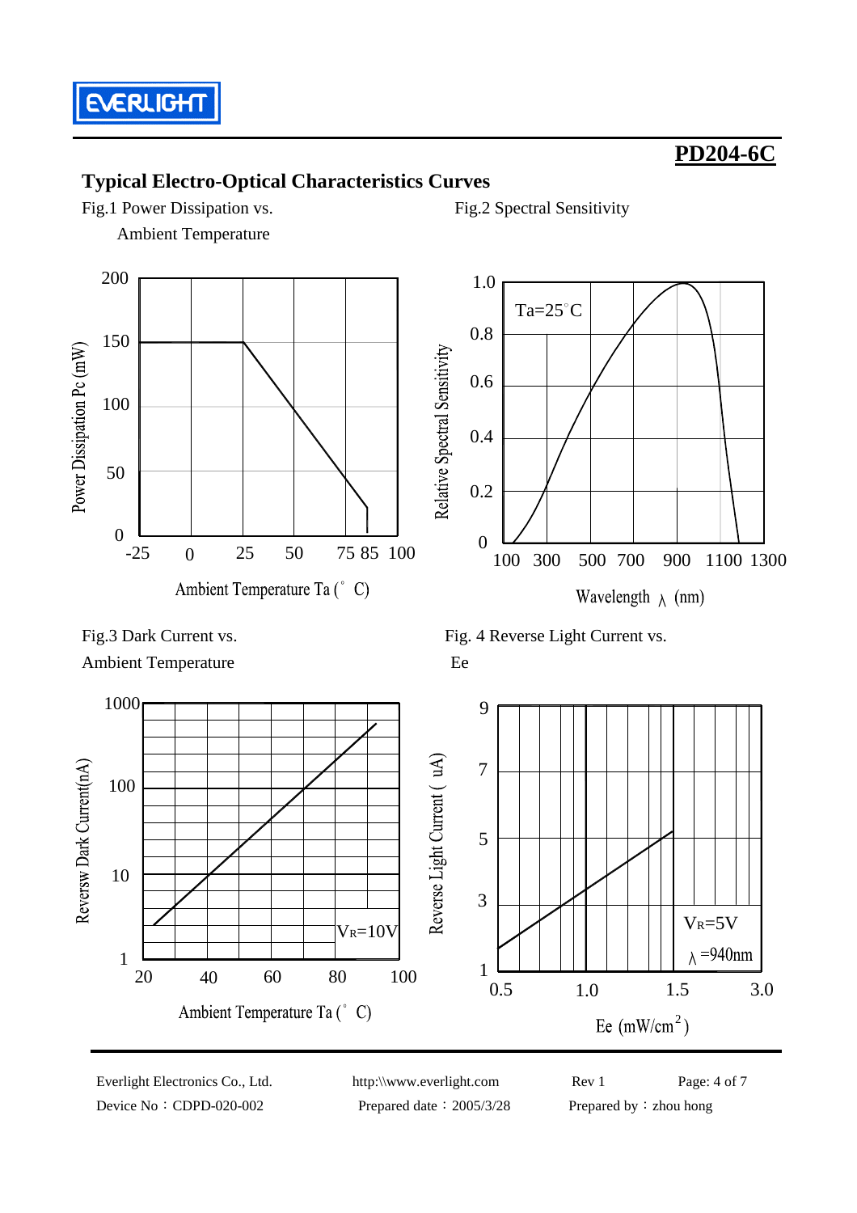# PD204-6C

## Typical Electro-Optical Characteristics Curves

Fig.1 Power Dissipation vs. Ambient Temperature

Power Dissipation Pc (mW)

200
150
100
50
0

-25 0 25 50 75 85 100

Ambient Temperature Ta (° C)

Fig.2 Spectral Sensitivity

Ta=25°C

Relative Spectral Sensitivity

1.0
0.8
0.6
0.4
0.2
0

100 300 500 700 900 1100 1300

Wavelength λ (nm)

Fig.3 Dark Current vs. Ambient Temperature

Reversw Dark Current(nA)

1000
100
10
1

20 40 60 80 100

$V_R$=10V

Ambient Temperature Ta (° C)

Fig. 4 Reverse Light Current vs. Ee

Reverse Light Current ( uA)

9
7
5
3
1

0.5 1.0 1.5 3.0

$V_R$=5V

λ =940nm

Ee $(mW/cm^2)$

Everlight Electronics Co., Ltd. http:\\www.everlight.com Rev 1

Device No：CDPD-020-002 Prepared date：2005/3/28 Prepared by：zhou hong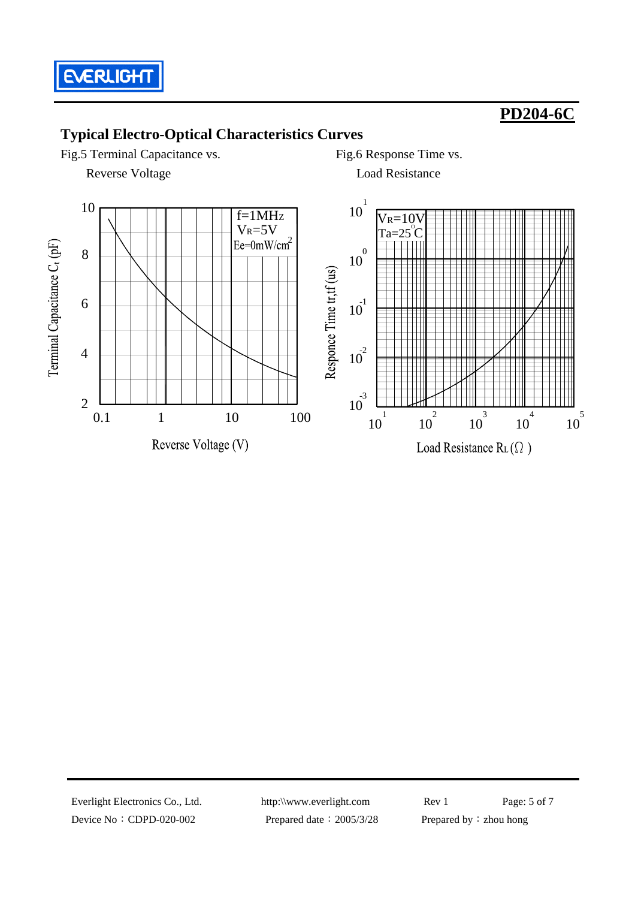## Typical Electro-Optical Characteristics Curves

Fig.5 Terminal Capacitance vs. Reverse Voltage

Fig.6 Response Time vs. Load Resistance

Terminal Capacitance $C_t$ (pF)

f=1MHz
$V_R$=5V
Ee=0mW/$cm^2$

Reverse Voltage (V)

Responce Time tr,tf (us)

$V_R$=10V
Ta=25°C

Load Resistance $R_L$ (Ω)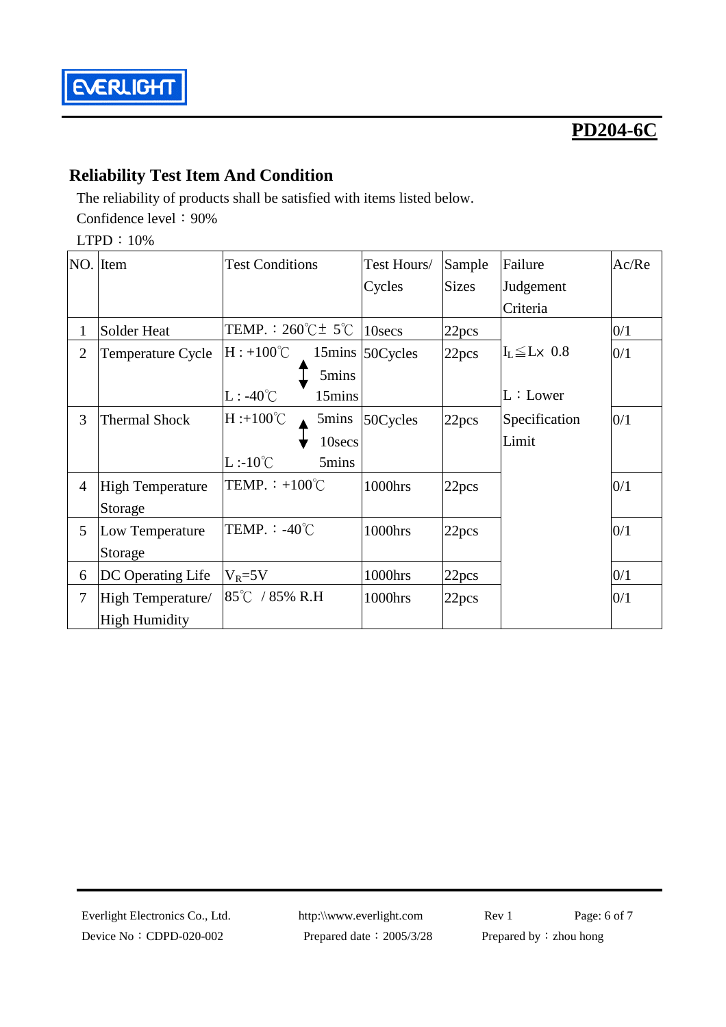## Reliability Test Item And Condition

The reliability of products shall be satisfied with items listed below.

Confidence level：90%

LTPD：10%

| NO. | Item | Test Conditions | Test Hours/ Cycles | Sample Sizes | Failure Judgement Criteria | Ac/Re |
|---|---|---|---|---|---|---|
| 1 | Solder Heat | TEMP.：260℃± 5℃ | 10secs | 22pcs | $I_L \leqq L \times 0.8$<br>L：Lower Specification Limit | 0/1 |
| 2 | Temperature Cycle | H : +100℃ 15mins<br>↕ 5mins<br>L : -40℃ 15mins | 50Cycles | 22pcs | | 0/1 |
| 3 | Thermal Shock | H :+100℃ 5mins<br>↕ 10secs<br>L :-10℃ 5mins | 50Cycles | 22pcs | | 0/1 |
| 4 | High Temperature Storage | TEMP.：+100℃ | 1000hrs | 22pcs | | 0/1 |
| 5 | Low Temperature Storage | TEMP.：-40℃ | 1000hrs | 22pcs | | 0/1 |
| 6 | DC Operating Life | $V_R$=5V | 1000hrs | 22pcs | | 0/1 |
| 7 | High Temperature/ High Humidity | 85℃ / 85% R.H | 1000hrs | 22pcs | | 0/1 |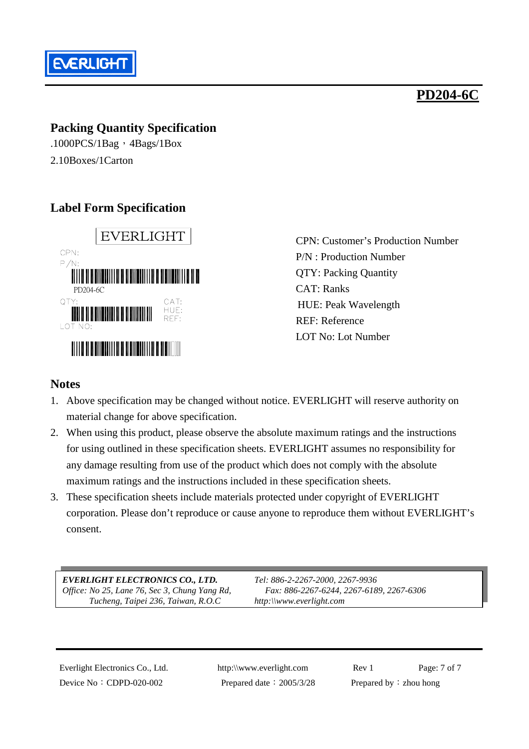# PD204-6C

## Packing Quantity Specification

.1000PCS/1Bag，4Bags/1Box

2.10Boxes/1Carton

## Label Form Specification

EVERLIGHT

CPN:

P/N:

PD204-6C

QTY:

CAT:

HUE:

REF:

LOT NO:

CPN: Customer's Production Number

P/N : Production Number

QTY: Packing Quantity

CAT: Ranks

HUE: Peak Wavelength

REF: Reference

LOT No: Lot Number

## Notes

1. Above specification may be changed without notice. EVERLIGHT will reserve authority on material change for above specification.
2. When using this product, please observe the absolute maximum ratings and the instructions for using outlined in these specification sheets. EVERLIGHT assumes no responsibility for any damage resulting from use of the product which does not comply with the absolute maximum ratings and the instructions included in these specification sheets.
3. These specification sheets include materials protected under copyright of EVERLIGHT corporation. Please don't reproduce or cause anyone to reproduce them without EVERLIGHT's consent.

***EVERLIGHT ELECTRONICS CO., LTD.***
*Office: No 25, Lane 76, Sec 3, Chung Yang Rd, Tucheng, Taipei 236, Taiwan, R.O.C*
*Tel: 886-2-2267-2000, 2267-9936*
*Fax: 886-2-2267-6244, 2267-6189, 2267-6306*
*http:\\www.everlight.com*